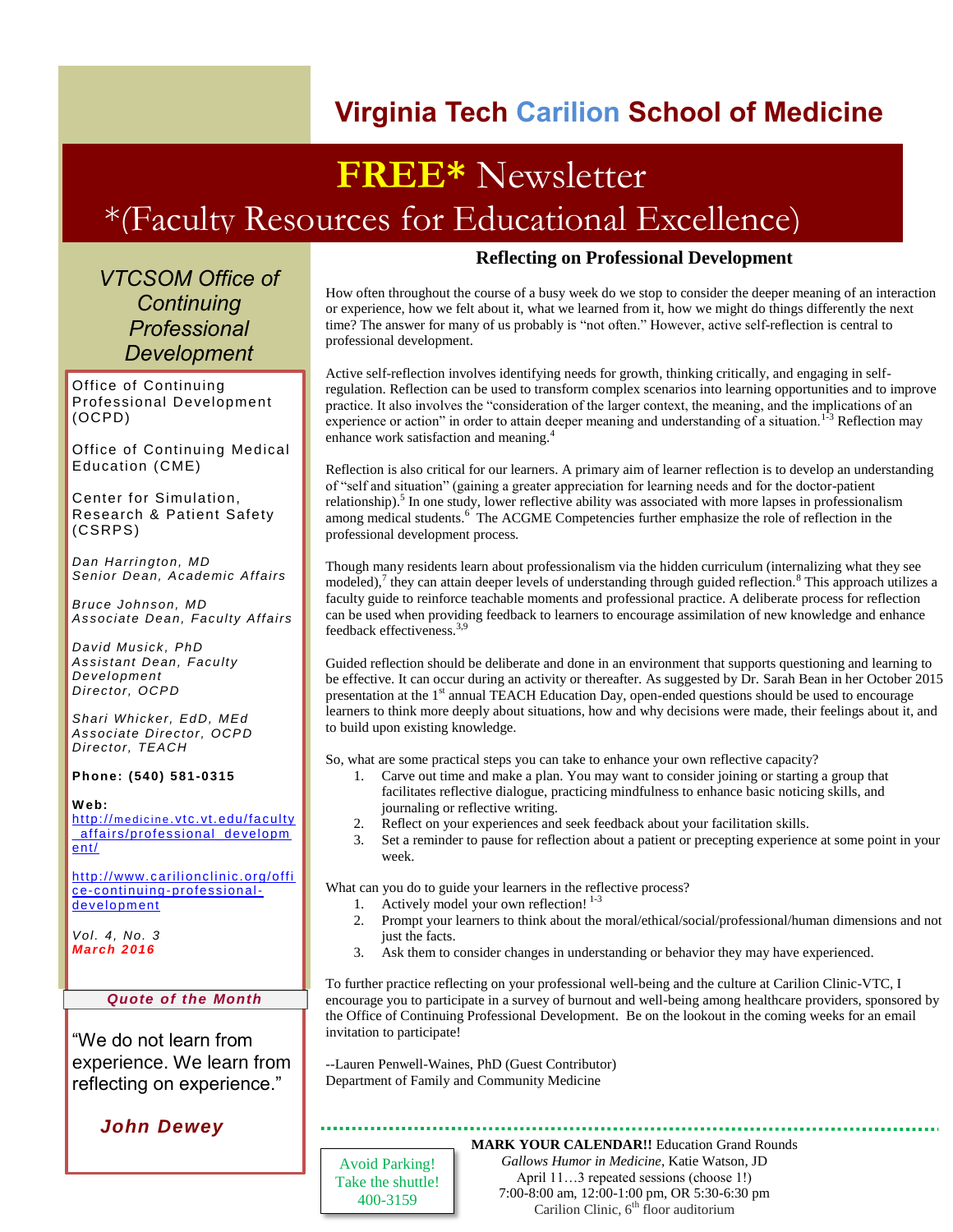# Virginia Tech Carilion School of Medicine

## FREE* Newsletter

### *(Faculty Resources for Educational Excellence)

## Reflecting on Professional Development

How often throughout the course of a busy week do we stop to consider the deeper meaning of an interaction or experience, how we felt about it, what we learned from it, how we might do things differently the next time? The answer for many of us probably is "not often." However, active self-reflection is central to professional development.

Active self-reflection involves identifying needs for growth, thinking critically, and engaging in self-regulation. Reflection can be used to transform complex scenarios into learning opportunities and to improve practice. It also involves the "consideration of the larger context, the meaning, and the implications of an experience or action" in order to attain deeper meaning and understanding of a situation.[1-3] Reflection may enhance work satisfaction and meaning.[4]

Reflection is also critical for our learners. A primary aim of learner reflection is to develop an understanding of "self and situation" (gaining a greater appreciation for learning needs and for the doctor-patient relationship).[5] In one study, lower reflective ability was associated with more lapses in professionalism among medical students.[6] The ACGME Competencies further emphasize the role of reflection in the professional development process.

Though many residents learn about professionalism via the hidden curriculum (internalizing what they see modeled),[7] they can attain deeper levels of understanding through guided reflection.[8] This approach utilizes a faculty guide to reinforce teachable moments and professional practice. A deliberate process for reflection can be used when providing feedback to learners to encourage assimilation of new knowledge and enhance feedback effectiveness.[3,9]

Guided reflection should be deliberate and done in an environment that supports questioning and learning to be effective. It can occur during an activity or thereafter. As suggested by Dr. Sarah Bean in her October 2015 presentation at the 1st annual TEACH Education Day, open-ended questions should be used to encourage learners to think more deeply about situations, how and why decisions were made, their feelings about it, and to build upon existing knowledge.

So, what are some practical steps you can take to enhance your own reflective capacity?

1. Carve out time and make a plan. You may want to consider joining or starting a group that facilitates reflective dialogue, practicing mindfulness to enhance basic noticing skills, and journaling or reflective writing.
2. Reflect on your experiences and seek feedback about your facilitation skills.
3. Set a reminder to pause for reflection about a patient or precepting experience at some point in your week.

What can you do to guide your learners in the reflective process?

1. Actively model your own reflection![1-3]
2. Prompt your learners to think about the moral/ethical/social/professional/human dimensions and not just the facts.
3. Ask them to consider changes in understanding or behavior they may have experienced.

To further practice reflecting on your professional well-being and the culture at Carilion Clinic-VTC, I encourage you to participate in a survey of burnout and well-being among healthcare providers, sponsored by the Office of Continuing Professional Development. Be on the lookout in the coming weeks for an email invitation to participate!

--Lauren Penwell-Waines, PhD (Guest Contributor)
Department of Family and Community Medicine

---

**MARK YOUR CALENDAR!!** Education Grand Rounds
*Gallows Humor in Medicine*, Katie Watson, JD
April 11…3 repeated sessions (choose 1!)
7:00-8:00 am, 12:00-1:00 pm, OR 5:30-6:30 pm
Carilion Clinic, 6th floor auditorium

Avoid Parking!
Take the shuttle!
400-3159

---

## *VTCSOM Office of Continuing Professional Development*

Office of Continuing Professional Development (OCPD)

Office of Continuing Medical Education (CME)

Center for Simulation, Research & Patient Safety (CSRPS)

*Dan Harrington, MD*
*Senior Dean, Academic Affairs*

*Bruce Johnson, MD*
*Associate Dean, Faculty Affairs*

*David Musick, PhD*
*Assistant Dean, Faculty Development*
*Director, OCPD*

*Shari Whicker, EdD, MEd*
*Associate Director, OCPD*
*Director, TEACH*

**Phone: (540) 581-0315**

**Web:**
http://medicine.vtc.vt.edu/faculty_affairs/professional_development/

http://www.carilionclinic.org/office-continuing-professional-development

*Vol. 4, No. 3*
***March 2016***

### *Quote of the Month*

"We do not learn from experience. We learn from reflecting on experience."

***John Dewey***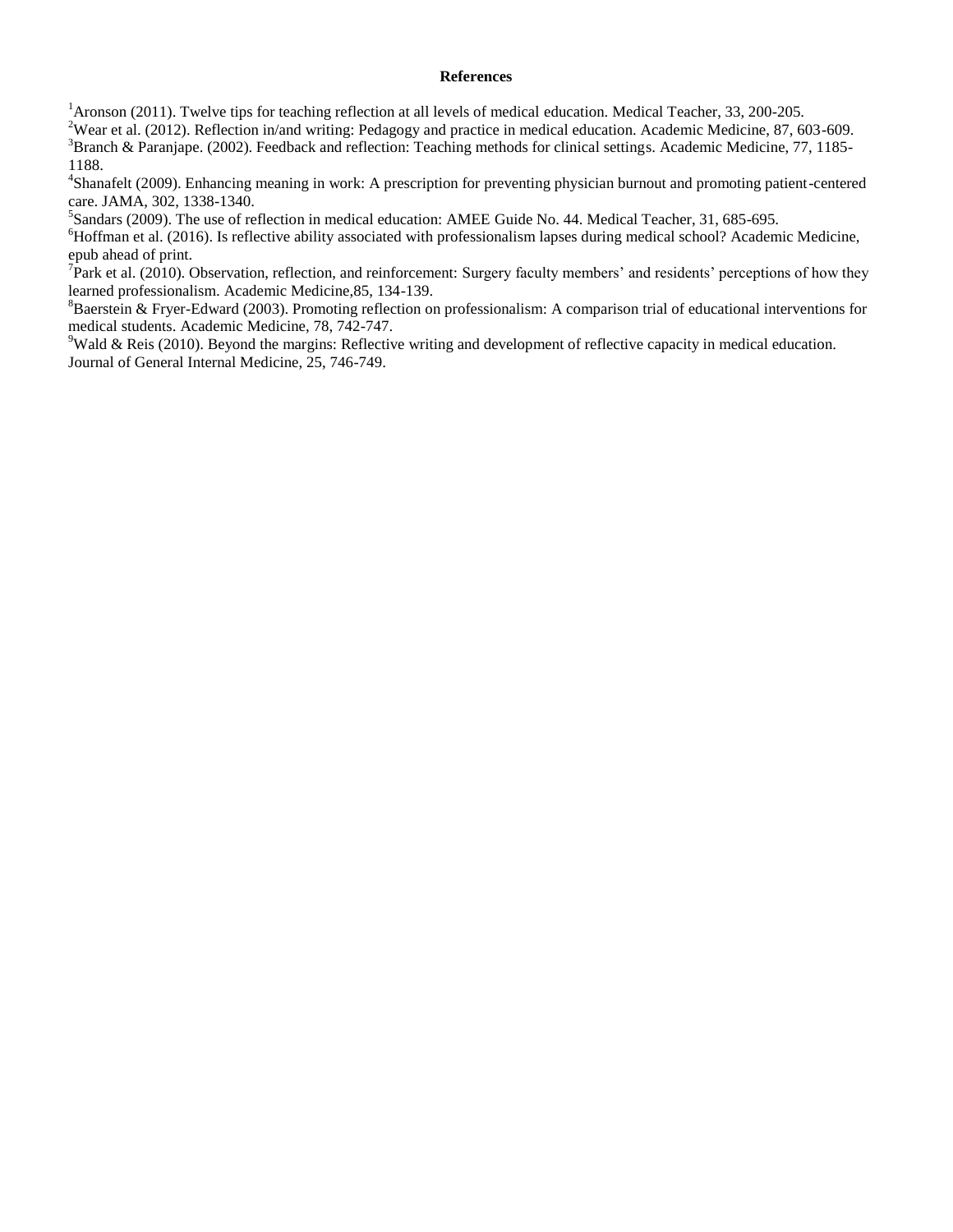**References**

[1]Aronson (2011). Twelve tips for teaching reflection at all levels of medical education. Medical Teacher, 33, 200-205.
[2]Wear et al. (2012). Reflection in/and writing: Pedagogy and practice in medical education. Academic Medicine, 87, 603-609.
[3]Branch & Paranjape. (2002). Feedback and reflection: Teaching methods for clinical settings. Academic Medicine, 77, 1185-1188.
[4]Shanafelt (2009). Enhancing meaning in work: A prescription for preventing physician burnout and promoting patient-centered care. JAMA, 302, 1338-1340.
[5]Sandars (2009). The use of reflection in medical education: AMEE Guide No. 44. Medical Teacher, 31, 685-695.
[6]Hoffman et al. (2016). Is reflective ability associated with professionalism lapses during medical school? Academic Medicine, epub ahead of print.
[7]Park et al. (2010). Observation, reflection, and reinforcement: Surgery faculty members' and residents' perceptions of how they learned professionalism. Academic Medicine,85, 134-139.
[8]Baerstein & Fryer-Edward (2003). Promoting reflection on professionalism: A comparison trial of educational interventions for medical students. Academic Medicine, 78, 742-747.
[9]Wald & Reis (2010). Beyond the margins: Reflective writing and development of reflective capacity in medical education. Journal of General Internal Medicine, 25, 746-749.